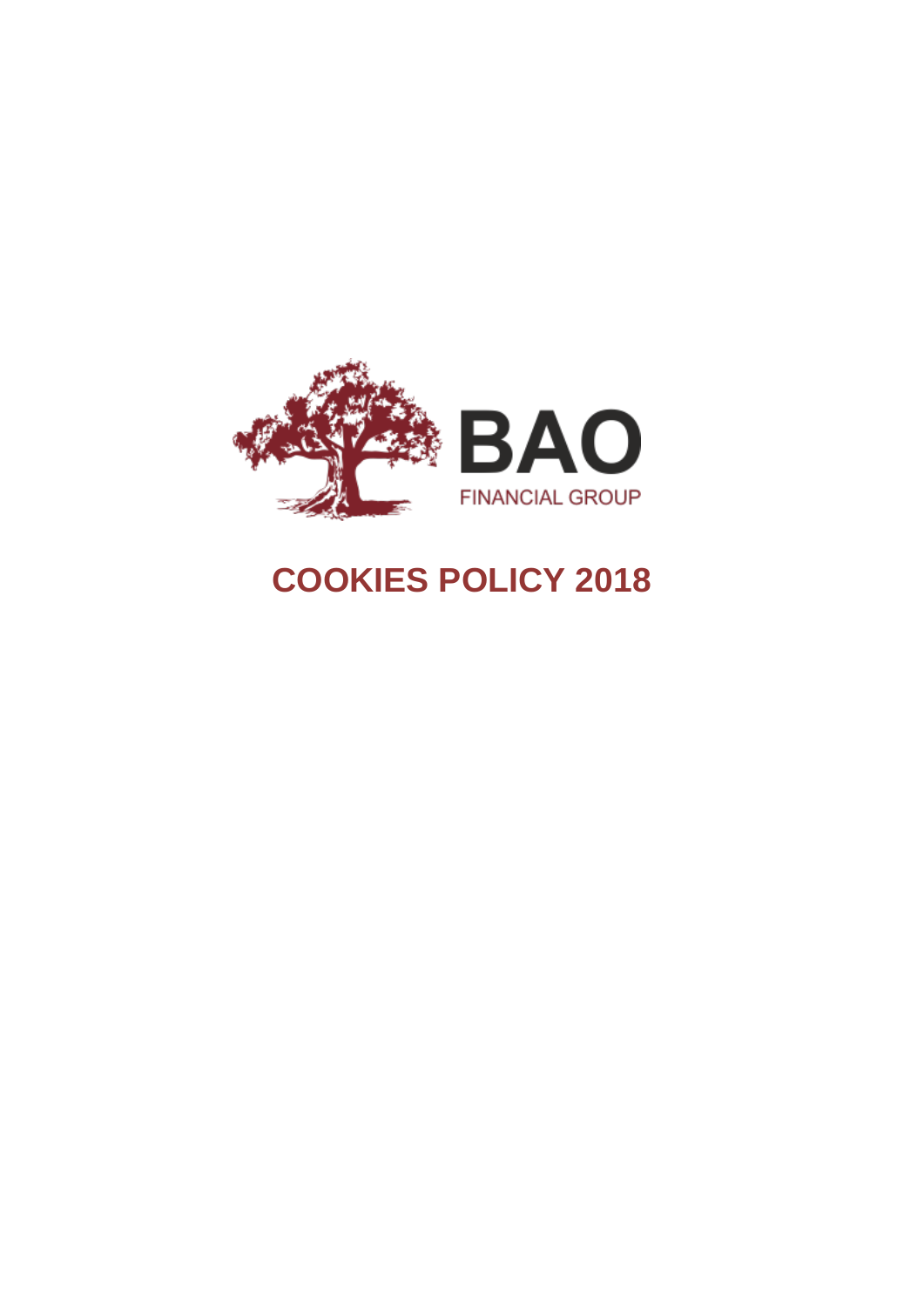BAO

FINANCIAL GROUP

# COOKIES POLICY 2018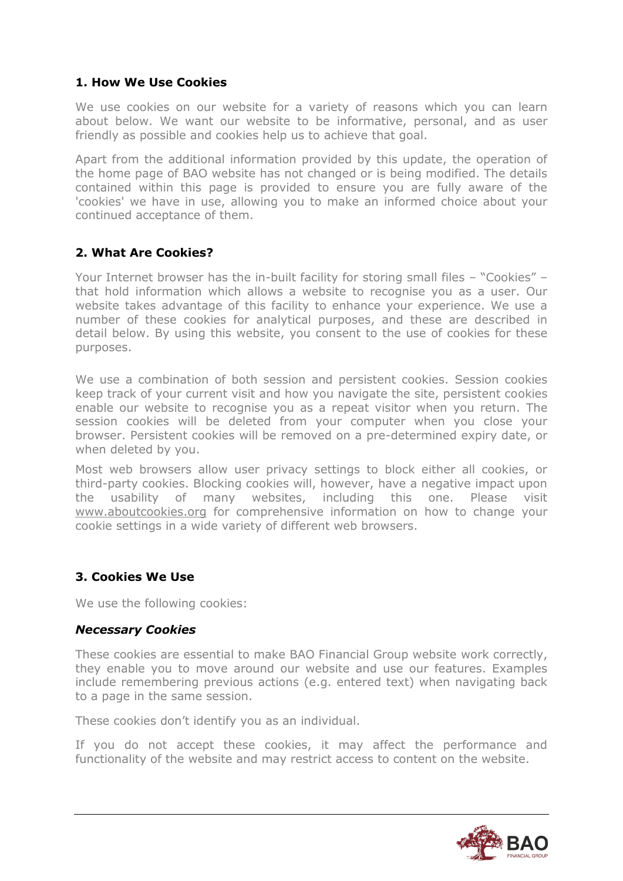## 1. How We Use Cookies

We use cookies on our website for a variety of reasons which you can learn about below. We want our website to be informative, personal, and as user friendly as possible and cookies help us to achieve that goal.

Apart from the additional information provided by this update, the operation of the home page of BAO website has not changed or is being modified. The details contained within this page is provided to ensure you are fully aware of the 'cookies' we have in use, allowing you to make an informed choice about your continued acceptance of them.

## 2. What Are Cookies?

Your Internet browser has the in-built facility for storing small files – "Cookies" – that hold information which allows a website to recognise you as a user. Our website takes advantage of this facility to enhance your experience. We use a number of these cookies for analytical purposes, and these are described in detail below. By using this website, you consent to the use of cookies for these purposes.

We use a combination of both session and persistent cookies. Session cookies keep track of your current visit and how you navigate the site, persistent cookies enable our website to recognise you as a repeat visitor when you return. The session cookies will be deleted from your computer when you close your browser. Persistent cookies will be removed on a pre-determined expiry date, or when deleted by you.

Most web browsers allow user privacy settings to block either all cookies, or third-party cookies. Blocking cookies will, however, have a negative impact upon the usability of many websites, including this one. Please visit www.aboutcookies.org for comprehensive information on how to change your cookie settings in a wide variety of different web browsers.

## 3. Cookies We Use

We use the following cookies:

### *Necessary Cookies*

These cookies are essential to make BAO Financial Group website work correctly, they enable you to move around our website and use our features. Examples include remembering previous actions (e.g. entered text) when navigating back to a page in the same session.

These cookies don't identify you as an individual.

If you do not accept these cookies, it may affect the performance and functionality of the website and may restrict access to content on the website.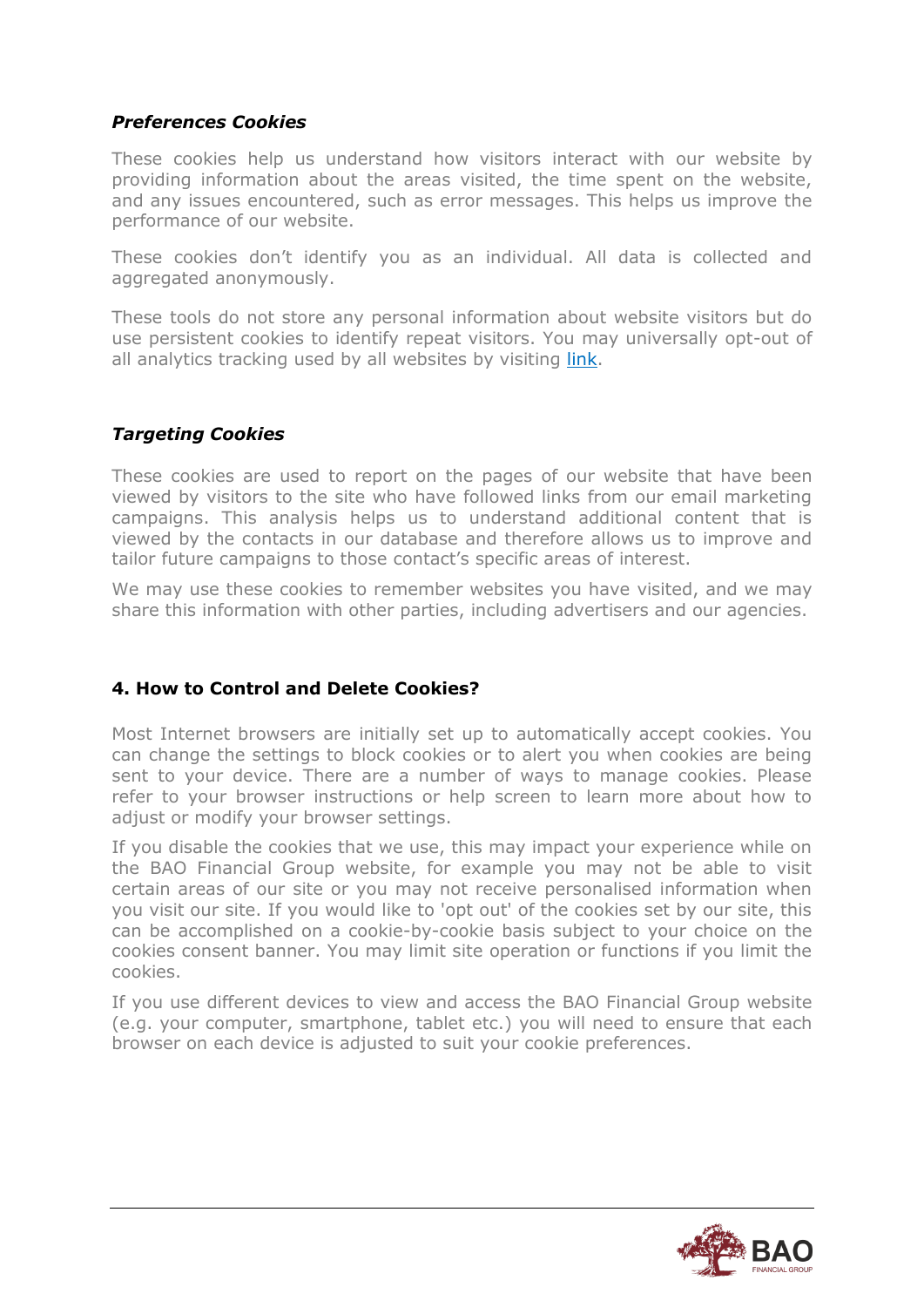### *Preferences Cookies*

These cookies help us understand how visitors interact with our website by providing information about the areas visited, the time spent on the website, and any issues encountered, such as error messages. This helps us improve the performance of our website.

These cookies don't identify you as an individual. All data is collected and aggregated anonymously.

These tools do not store any personal information about website visitors but do use persistent cookies to identify repeat visitors. You may universally opt-out of all analytics tracking used by all websites by visiting link.

### *Targeting Cookies*

These cookies are used to report on the pages of our website that have been viewed by visitors to the site who have followed links from our email marketing campaigns. This analysis helps us to understand additional content that is viewed by the contacts in our database and therefore allows us to improve and tailor future campaigns to those contact's specific areas of interest.

We may use these cookies to remember websites you have visited, and we may share this information with other parties, including advertisers and our agencies.

## 4. How to Control and Delete Cookies?

Most Internet browsers are initially set up to automatically accept cookies. You can change the settings to block cookies or to alert you when cookies are being sent to your device. There are a number of ways to manage cookies. Please refer to your browser instructions or help screen to learn more about how to adjust or modify your browser settings.

If you disable the cookies that we use, this may impact your experience while on the BAO Financial Group website, for example you may not be able to visit certain areas of our site or you may not receive personalised information when you visit our site. If you would like to 'opt out' of the cookies set by our site, this can be accomplished on a cookie-by-cookie basis subject to your choice on the cookies consent banner. You may limit site operation or functions if you limit the cookies.

If you use different devices to view and access the BAO Financial Group website (e.g. your computer, smartphone, tablet etc.) you will need to ensure that each browser on each device is adjusted to suit your cookie preferences.